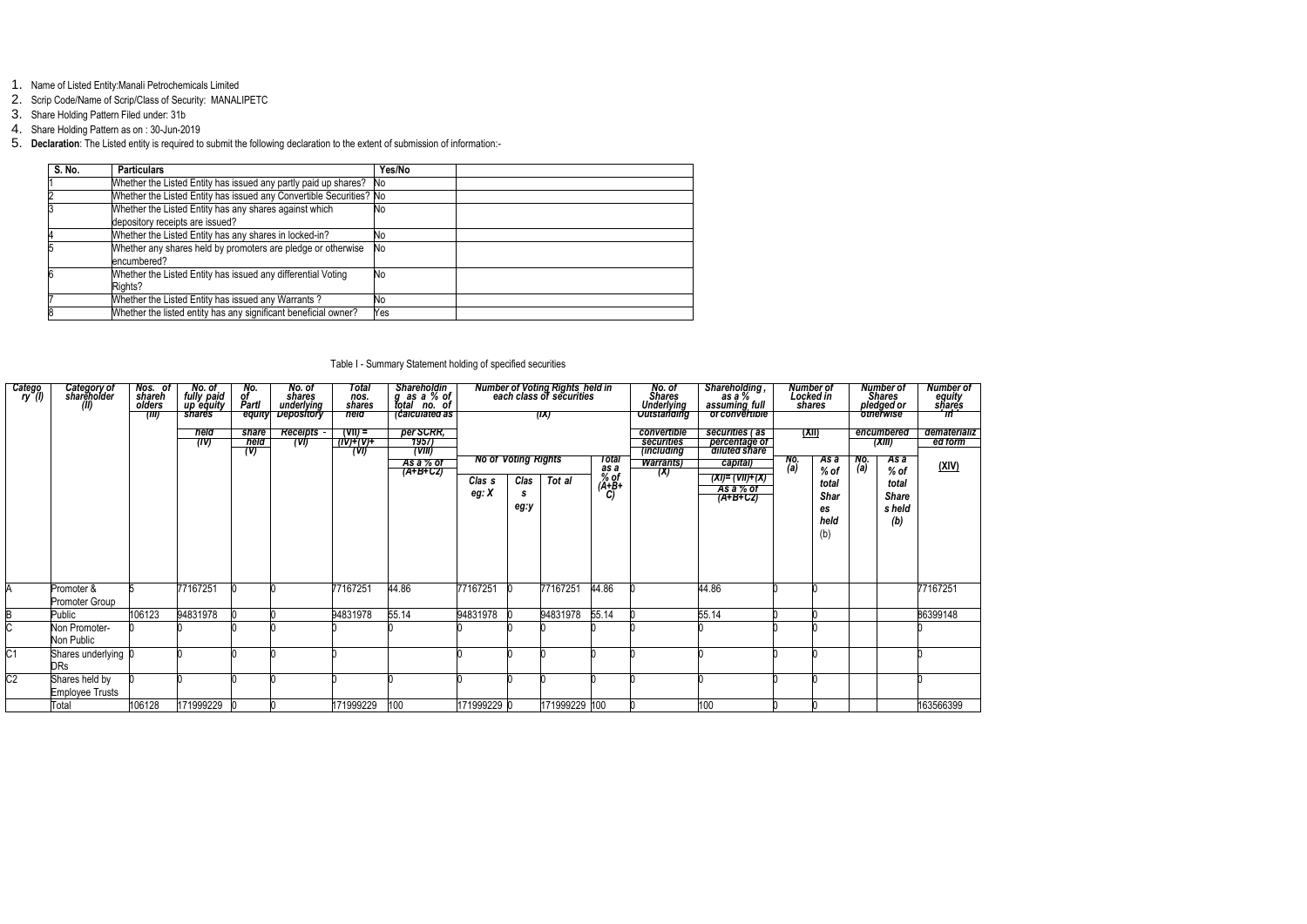1. Name of Listed Entity:Manali Petrochemicals Limited
2. Scrip Code/Name of Scrip/Class of Security: MANALIPETC
3. Share Holding Pattern Filed under: 31b
4. Share Holding Pattern as on : 30-Jun-2019
5. **Declaration**: The Listed entity is required to submit the following declaration to the extent of submission of information:-

| S. No. | Particulars | Yes/No | |
|---|---|---|---|
| 1 | Whether the Listed Entity has issued any partly paid up shares? | No | |
| 2 | Whether the Listed Entity has issued any Convertible Securities? | No | |
| 3 | Whether the Listed Entity has any shares against which depository receipts are issued? | No | |
| 4 | Whether the Listed Entity has any shares in locked-in? | No | |
| 5 | Whether any shares held by promoters are pledge or otherwise encumbered? | No | |
| 6 | Whether the Listed Entity has issued any differential Voting Rights? | No | |
| 7 | Whether the Listed Entity has issued any Warrants ? | No | |
| 8 | Whether the listed entity has any significant beneficial owner? | Yes | |

Table I - Summary Statement holding of specified securities

| Category (I) | Category of shareholder (II) | Nos. of shareholders (III) | No. of fully paid up equity shares held (IV) | No. of Partly paid-up equity shares held (V) | No. of shares underlying Depository Receipts (VI) | Total nos. shares held (VII) = (IV)+(V)+(VI) | Shareholding as a % of total no. of shares (calculated as per SCRR, 1957) (VIII) As a % of (A+B+C2) | Number of Voting Rights held in each class of securities (IX) | | | | No. of Shares Underlying Outstanding convertible securities (including Warrants) (X) | Shareholding, as a % assuming full conversion of convertible securities ( as a percentage of diluted share capital) (XI)= (VII)+(X) As a % of (A+B+C2) | Number of Locked in shares (XII) | | Number of Shares pledged or otherwise encumbered (XIII) | | Number of equity shares held in dematerialized form (XIV) |
|---|---|---|---|---|---|---|---|---|---|---|---|---|---|---|---|---|---|---|
| | | | | | | | | No of Voting Rights | | | Total as a % of (A+B+C) | | | No. (a) | As a % of total Shares held (b) | No. (a) | As a % of total Shares held (b) | |
| | | | | | | | | Class eg: X | Class eg:y | Total | | | | | | | | |
| A | Promoter & Promoter Group | 5 | 77167251 | 0 | 0 | 77167251 | 44.86 | 77167251 | 0 | 77167251 | 44.86 | 0 | 44.86 | 0 | 0 | | | 77167251 |
| B | Public | 106123 | 94831978 | 0 | 0 | 94831978 | 55.14 | 94831978 | 0 | 94831978 | 55.14 | 0 | 55.14 | 0 | 0 | | | 86399148 |
| C | Non Promoter- Non Public | 0 | 0 | 0 | 0 | 0 | | 0 | 0 | 0 | 0 | 0 | 0 | 0 | 0 | | | 0 |
| C1 | Shares underlying DRs | 0 | 0 | 0 | 0 | 0 | | 0 | 0 | 0 | 0 | 0 | 0 | 0 | 0 | | | 0 |
| C2 | Shares held by Employee Trusts | 0 | 0 | 0 | 0 | 0 | 0 | 0 | 0 | 0 | 0 | 0 | 0 | 0 | 0 | | | 0 |
| | Total | 106128 | 171999229 | 0 | 0 | 171999229 | 100 | 171999229 | 0 | 171999229 | 100 | 0 | 100 | 0 | 0 | | | 163566399 |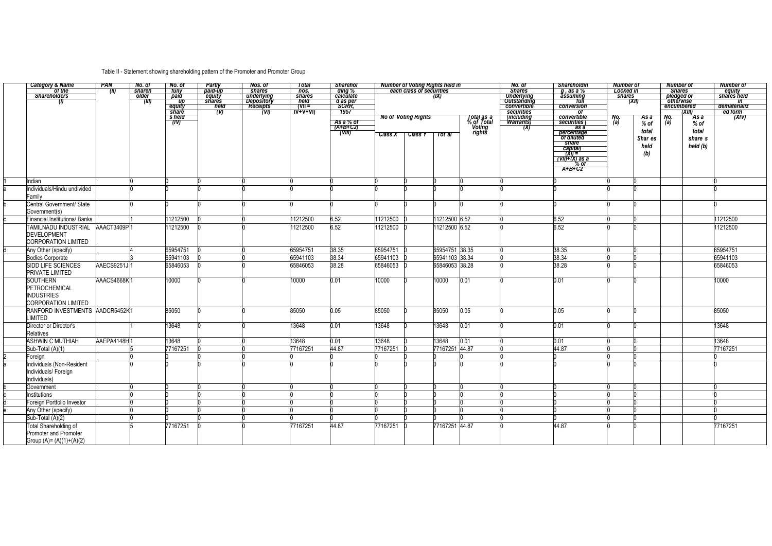Table II - Statement showing shareholding pattern of the Promoter and Promoter Group

| | Category & Name of the Shareholders (I) | PAN (II) | No. of shareholder (III) | No. of fully paid up equity share s held (IV) | Partly paid-up equity shares held (V) | Nos. of shares underlying Depository Receipts (VI) | Total nos. shares held (VII = IV+V+VI) | Shareholding % calculated as per SCRR, 1957 As a % of (A+B+C2) (VIII) | Number of Voting Rights held in each class of securities (IX) | | | | No. of Shares Underlying Outstanding convertible securities (including Warrants) (X) | Shareholding , as a % assuming full conversion of convertible securities ( as a percentage of diluted share capital) (XI) = (VII)+(X) as a % of A+B+C2 | Number of Locked in shares (XII) | | Number of Shares pledged or otherwise encumbered (XIII) | | Number of equity shares held in dematerialized form (XIV) |
|---|---|---|---|---|---|---|---|---|---|---|---|---|---|---|---|---|---|---|---|
| | | | | | | | | | No of Voting Rights | | | Total as a % of Total Voting rights | | | No. (a) | As a % of total Shar es held (b) | No. (a) | As a % of total share s held (b) | |
| | | | | | | | | | Class X | Class Y | Tot al | | | | | | | | |
| 1 | Indian | | 0 | 0 | 0 | 0 | 0 | 0 | 0 | 0 | 0 | 0 | 0 | 0 | 0 | 0 | | | 0 |
| a | Individuals/Hindu undivided Family | | 0 | 0 | 0 | 0 | 0 | 0 | 0 | 0 | 0 | 0 | 0 | 0 | 0 | 0 | | | 0 |
| b | Central Government/ State Government(s) | | 0 | 0 | 0 | 0 | 0 | 0 | 0 | 0 | 0 | 0 | 0 | 0 | 0 | 0 | | | 0 |
| c | Financial Institutions/ Banks | | 1 | 11212500 | 0 | 0 | 11212500 | 6.52 | 11212500 | 0 | 11212500 | 6.52 | 0 | 6.52 | 0 | 0 | | | 11212500 |
| | TAMILNADU INDUSTRIAL DEVELOPMENT CORPORATION LIMITED | AAACT3409P | 1 | 11212500 | 0 | 0 | 11212500 | 6.52 | 11212500 | 0 | 11212500 | 6.52 | 0 | 6.52 | 0 | 0 | | | 11212500 |
| d | Any Other (specify) | | 4 | 65954751 | 0 | 0 | 65954751 | 38.35 | 65954751 | 0 | 65954751 | 38.35 | 0 | 38.35 | 0 | 0 | | | 65954751 |
| | Bodies Corporate | | 3 | 65941103 | 0 | 0 | 65941103 | 38.34 | 65941103 | 0 | 65941103 | 38.34 | 0 | 38.34 | 0 | 0 | | | 65941103 |
| | SIDD LIFE SCIENCES PRIVATE LIMITED | AAECS9251J | 1 | 65846053 | 0 | 0 | 65846053 | 38.28 | 65846053 | 0 | 65846053 | 38.28 | 0 | 38.28 | 0 | 0 | | | 65846053 |
| | SOUTHERN PETROCHEMICAL INDUSTRIES CORPORATION LIMITED | AAACS4668K | 1 | 10000 | 0 | 0 | 10000 | 0.01 | 10000 | 0 | 10000 | 0.01 | 0 | 0.01 | 0 | 0 | | | 10000 |
| | RANFORD INVESTMENTS LIMITED | AADCR5452K | 1 | 85050 | 0 | 0 | 85050 | 0.05 | 85050 | 0 | 85050 | 0.05 | 0 | 0.05 | 0 | 0 | | | 85050 |
| | Director or Director's Relatives | | 1 | 13648 | 0 | 0 | 13648 | 0.01 | 13648 | 0 | 13648 | 0.01 | 0 | 0.01 | 0 | 0 | | | 13648 |
| | ASHWIN C MUTHIAH | AAEPA4148H | 1 | 13648 | 0 | 0 | 13648 | 0.01 | 13648 | 0 | 13648 | 0.01 | 0 | 0.01 | 0 | 0 | | | 13648 |
| | Sub-Total (A)(1) | | 5 | 77167251 | 0 | 0 | 77167251 | 44.87 | 77167251 | 0 | 77167251 | 44.87 | 0 | 44.87 | 0 | 0 | | | 77167251 |
| 2 | Foreign | | 0 | 0 | 0 | 0 | 0 | 0 | 0 | 0 | 0 | 0 | 0 | 0 | 0 | 0 | | | 0 |
| a | Individuals (Non-Resident Individuals/ Foreign Individuals) | | 0 | 0 | 0 | 0 | 0 | 0 | 0 | 0 | 0 | 0 | 0 | 0 | 0 | 0 | | | 0 |
| b | Government | | 0 | 0 | 0 | 0 | 0 | 0 | 0 | 0 | 0 | 0 | 0 | 0 | 0 | 0 | | | 0 |
| c | Institutions | | 0 | 0 | 0 | 0 | 0 | 0 | 0 | 0 | 0 | 0 | 0 | 0 | 0 | 0 | | | 0 |
| d | Foreign Portfolio Investor | | 0 | 0 | 0 | 0 | 0 | 0 | 0 | 0 | 0 | 0 | 0 | 0 | 0 | 0 | | | 0 |
| e | Any Other (specify) | | 0 | 0 | 0 | 0 | 0 | 0 | 0 | 0 | 0 | 0 | 0 | 0 | 0 | 0 | | | 0 |
| | Sub-Total (A)(2) | | 0 | 0 | 0 | 0 | 0 | 0 | 0 | 0 | 0 | 0 | 0 | 0 | 0 | 0 | | | 0 |
| | Total Shareholding of Promoter and Promoter Group (A)= (A)(1)+(A)(2) | | 5 | 77167251 | 0 | 0 | 77167251 | 44.87 | 77167251 | 0 | 77167251 | 44.87 | 0 | 44.87 | 0 | 0 | | | 77167251 |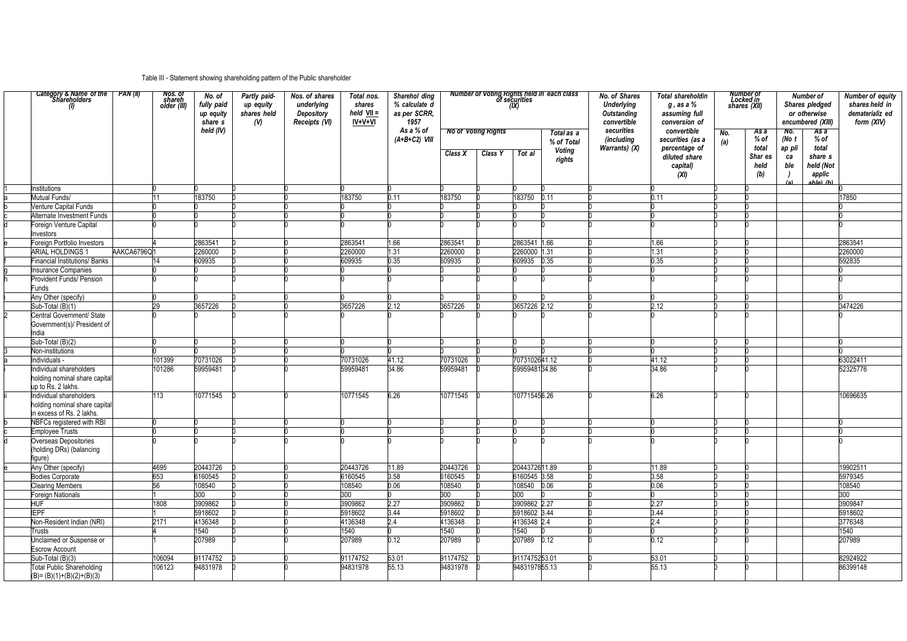Table III - Statement showing shareholding pattern of the Public shareholder

| | Category & Name of the Shareholders (I) | PAN (II) | Nos. of shareholder (III) | No. of fully paid up equity share s held (IV) | Partly paid-up equity shares held (V) | Nos. of shares underlying Depository Receipts (VI) | Total nos. shares held VII = IV+V+VI | Sharehol ding % calculate d as per SCRR, 1957 As a % of (A+B+C2) VIII | Number of Voting Rights held in each class of securities (IX) | | | | No. of Shares Underlying Outstanding convertible securities (including Warrants) (X) | Total shareholdin g , as a % assuming full conversion of convertible securities (as a percentage of diluted share capital) (XI) | Number of Locked in shares (XII) | | Number of Shares pledged or otherwise encumbered (XIII) | | Number of equity shares held in dematerializ ed form (XIV) |
|---|---|---|---|---|---|---|---|---|---|---|---|---|---|---|---|---|---|---|---|
| | | | | | | | | | No of Voting Rights | | | Total as a % of Total Voting rights | | | No. (a) | As a % of total Shar es held (b) | No. (No t ap pli ca ble ) (a) | As a % of total share s held (Not applic able) (b) | |
| | | | | | | | | | Class X | Class Y | Tot al | | | | | | | | |
| 1 | Institutions | | 0 | 0 | 0 | 0 | 0 | 0 | 0 | 0 | 0 | 0 | 0 | 0 | 0 | 0 | | | 0 |
| a | Mutual Funds/ | | 11 | 183750 | 0 | 0 | 183750 | 0.11 | 183750 | 0 | 183750 | 0.11 | 0 | 0.11 | 0 | 0 | | | 17850 |
| b | Venture Capital Funds | | 0 | 0 | 0 | 0 | 0 | 0 | 0 | 0 | 0 | 0 | 0 | 0 | 0 | 0 | | | 0 |
| c | Alternate Investment Funds | | 0 | 0 | 0 | 0 | 0 | 0 | 0 | 0 | 0 | 0 | 0 | 0 | 0 | 0 | | | 0 |
| d | Foreign Venture Capital Investors | | 0 | 0 | 0 | 0 | 0 | 0 | 0 | 0 | 0 | 0 | 0 | 0 | 0 | 0 | | | 0 |
| e | Foreign Portfolio Investors | | 4 | 2863541 | 0 | 0 | 2863541 | 1.66 | 2863541 | 0 | 2863541 | 1.66 | 0 | 1.66 | 0 | 0 | | | 2863541 |
| | ARIAL HOLDINGS 1 | AAKCA6796Q | 1 | 2260000 | 0 | 0 | 2260000 | 1.31 | 2260000 | 0 | 2260000 | 1.31 | 0 | 1.31 | 0 | 0 | | | 2260000 |
| f | Financial Institutions/ Banks | | 14 | 609935 | 0 | 0 | 609935 | 0.35 | 609935 | 0 | 609935 | 0.35 | 0 | 0.35 | 0 | 0 | | | 592835 |
| g | Insurance Companies | | 0 | 0 | 0 | 0 | 0 | 0 | 0 | 0 | 0 | 0 | 0 | 0 | 0 | 0 | | | 0 |
| h | Provident Funds/ Pension Funds | | 0 | 0 | 0 | 0 | 0 | 0 | 0 | 0 | 0 | 0 | 0 | 0 | 0 | 0 | | | 0 |
| i | Any Other (specify) | | 0 | 0 | 0 | 0 | 0 | 0 | 0 | 0 | 0 | 0 | 0 | 0 | 0 | 0 | | | 0 |
| | Sub-Total (B)(1) | | 29 | 3657226 | 0 | 0 | 3657226 | 2.12 | 3657226 | 0 | 3657226 | 2.12 | 0 | 2.12 | 0 | 0 | | | 3474226 |
| 2 | Central Government/ State Government(s)/ President of India | | 0 | 0 | 0 | 0 | 0 | 0 | 0 | 0 | 0 | 0 | 0 | 0 | 0 | 0 | | | 0 |
| | Sub-Total (B)(2) | | 0 | 0 | 0 | 0 | 0 | 0 | 0 | 0 | 0 | 0 | 0 | 0 | 0 | 0 | | | 0 |
| 3 | Non-institutions | | 0 | 0 | 0 | 0 | 0 | 0 | 0 | 0 | 0 | 0 | 0 | 0 | 0 | 0 | | | 0 |
| a | Individuals - | | 101399 | 70731026 | 0 | 0 | 70731026 | 41.12 | 70731026 | 0 | 70731026 | 41.12 | 0 | 41.12 | 0 | 0 | | | 63022411 |
| i | Individual shareholders holding nominal share capital up to Rs. 2 lakhs. | | 101286 | 59959481 | 0 | 0 | 59959481 | 34.86 | 59959481 | 0 | 59959481 | 34.86 | 0 | 34.86 | 0 | 0 | | | 52325776 |
| ii | Individual shareholders holding nominal share capital in excess of Rs. 2 lakhs. | | 113 | 10771545 | 0 | 0 | 10771545 | 6.26 | 10771545 | 0 | 10771545 | 6.26 | 0 | 6.26 | 0 | 0 | | | 10696635 |
| b | NBFCs registered with RBI | | 0 | 0 | 0 | 0 | 0 | 0 | 0 | 0 | 0 | 0 | 0 | 0 | 0 | 0 | | | 0 |
| c | Employee Trusts | | 0 | 0 | 0 | 0 | 0 | 0 | 0 | 0 | 0 | 0 | 0 | 0 | 0 | 0 | | | 0 |
| d | Overseas Depositories (holding DRs) (balancing figure) | | 0 | 0 | 0 | 0 | 0 | 0 | 0 | 0 | 0 | 0 | 0 | 0 | 0 | 0 | | | 0 |
| e | Any Other (specify) | | 4695 | 20443726 | 0 | 0 | 20443726 | 11.89 | 20443726 | 0 | 20443726 | 11.89 | 0 | 11.89 | 0 | 0 | | | 19902511 |
| | Bodies Corporate | | 653 | 6160545 | 0 | 0 | 6160545 | 3.58 | 6160545 | 0 | 6160545 | 3.58 | 0 | 3.58 | 0 | 0 | | | 5979345 |
| | Clearing Members | | 56 | 108540 | 0 | 0 | 108540 | 0.06 | 108540 | 0 | 108540 | 0.06 | 0 | 0.06 | 0 | 0 | | | 108540 |
| | Foreign Nationals | | 1 | 300 | 0 | 0 | 300 | 0 | 300 | 0 | 300 | 0 | 0 | 0 | 0 | 0 | | | 300 |
| | HUF | | 1808 | 3909862 | 0 | 0 | 3909862 | 2.27 | 3909862 | 0 | 3909862 | 2.27 | 0 | 2.27 | 0 | 0 | | | 3909847 |
| | IEPF | | 1 | 5918602 | 0 | 0 | 5918602 | 3.44 | 5918602 | 0 | 5918602 | 3.44 | 0 | 3.44 | 0 | 0 | | | 5918602 |
| | Non-Resident Indian (NRI) | | 2171 | 4136348 | 0 | 0 | 4136348 | 2.4 | 4136348 | 0 | 4136348 | 2.4 | 0 | 2.4 | 0 | 0 | | | 3776348 |
| | Trusts | | 4 | 1540 | 0 | 0 | 1540 | 0 | 1540 | 0 | 1540 | 0 | 0 | 0 | 0 | 0 | | | 1540 |
| | Unclaimed or Suspense or Escrow Account | | 1 | 207989 | 0 | 0 | 207989 | 0.12 | 207989 | 0 | 207989 | 0.12 | 0 | 0.12 | 0 | 0 | | | 207989 |
| | Sub-Total (B)(3) | | 106094 | 91174752 | 0 | 0 | 91174752 | 53.01 | 91174752 | 0 | 91174752 | 53.01 | 0 | 53.01 | 0 | 0 | | | 82924922 |
| | Total Public Shareholding (B)= (B)(1)+(B)(2)+(B)(3) | | 106123 | 94831978 | 0 | 0 | 94831978 | 55.13 | 94831978 | 0 | 94831978 | 55.13 | 0 | 55.13 | 0 | 0 | | | 86399148 |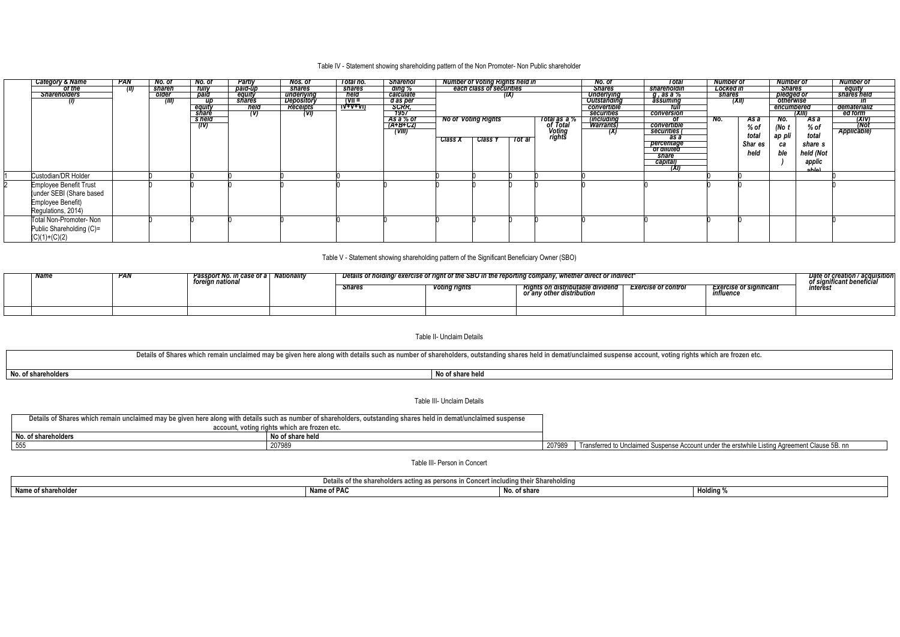Table IV - Statement showing shareholding pattern of the Non Promoter- Non Public shareholder

| | Category & Name of the Shareholders (I) | PAN (II) | No. of shareholder (III) | No. of fully paid up equity share s held (IV) | Partly paid-up equity shares held (V) | Nos. of shares underlying Depository Receipts (VI) | Total no. shares held (VII = IV+V+VI) | Shareholding % calculated as per SCRR, 1957 As a % of (A+B+C2) (VIII) | Number of Voting Rights held in each class of securities (IX) | | | | No. of Shares Underlying Outstanding convertible securities (including Warrants) (X) | Total shareholding, as a % assuming full conversion of convertible securities (as a percentage of diluted share capital) (XI) | Number of Locked in shares (XII) | | Number of Shares pledged or otherwise encumbered (XIII) | | Number of equity shares held in dematerialized form (XIV) (Not Applicable) |
|---|---|---|---|---|---|---|---|---|---|---|---|---|---|---|---|---|---|---|---|
| | | | | | | | | | No of Voting Rights | | | Total as a % of Total Voting rights | | | No. | As a % of total Shares held | No. (Not applicable) | As a % of total shares held (Not applicable) | |
| | | | | | | | | | Class X | Class Y | Total | | | | | | | | |
| 1 | Custodian/DR Holder | | 0 | 0 | 0 | 0 | 0 | | 0 | 0 | 0 | 0 | 0 | | 0 | 0 | | | 0 |
| 2 | Employee Benefit Trust (under SEBI (Share based Employee Benefit) Regulations, 2014) | | 0 | 0 | 0 | 0 | 0 | 0 | 0 | 0 | 0 | 0 | 0 | 0 | 0 | 0 | | | 0 |
| | Total Non-Promoter- Non Public Shareholding (C)= (C)(1)+(C)(2) | | 0 | 0 | 0 | 0 | 0 | 0 | 0 | 0 | 0 | 0 | 0 | 0 | 0 | 0 | | | 0 |

Table V - Statement showing shareholding pattern of the Significant Beneficiary Owner (SBO)

| | Name | PAN | Passport No. in case of a foreign national | Nationality | Details of holding/ exercise of right of the SBO in the reporting company, whether direct or indirect* | | | | | Date of creation / acquisition of significant beneficial interest |
|---|---|---|---|---|---|---|---|---|---|---|
| | | | | | Shares | Voting rights | Rights on distributable dividend or any other distribution | Exercise of control | Exercise of significant influence | |
| | | | | | | | | | | |

Table II- Unclaim Details

| Details of Shares which remain unclaimed may be given here along with details such as number of shareholders, outstanding shares held in demat/unclaimed suspense account, voting rights which are frozen etc. | |
|---|---|
| No. of shareholders | No of share held |

Table III- Unclaim Details

| Details of Shares which remain unclaimed may be given here along with details such as number of shareholders, outstanding shares held in demat/unclaimed suspense account, voting rights which are frozen etc. | | | |
|---|---|---|---|
| No. of shareholders | No of share held | | |
| 555 | 207989 | 207989 | Transferred to Unclaimed Suspense Account under the erstwhile Listing Agreement Clause 5B. nn |

Table III- Person in Concert

| Details of the shareholders acting as persons in Concert including their Shareholding | | | |
|---|---|---|---|
| Name of shareholder | Name of PAC | No. of share | Holding % |